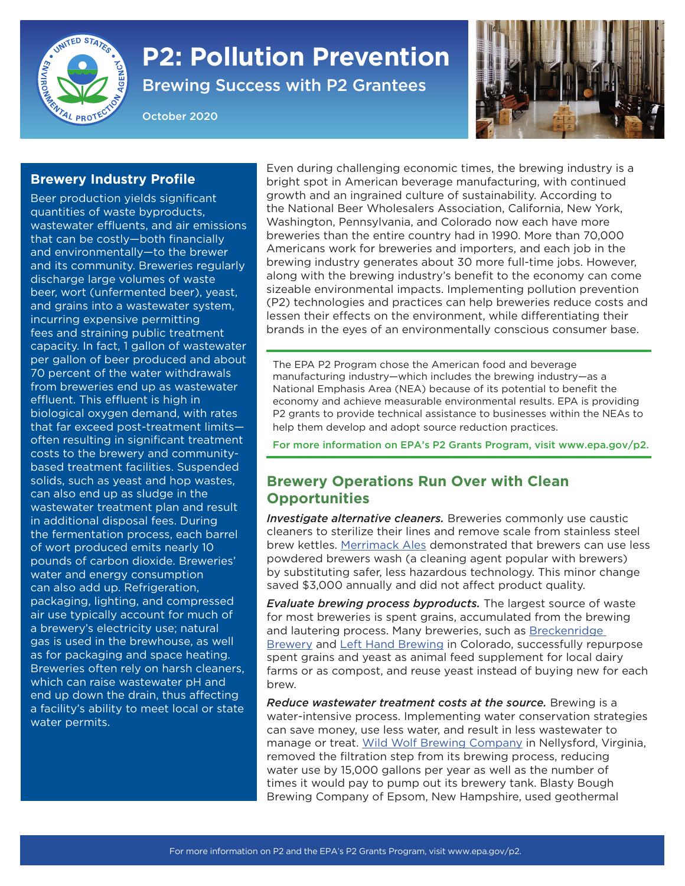# P2: Pollution Prevention

## Brewing Success with P2 Grantees

October 2020

### Brewery Industry Profile

Beer production yields significant quantities of waste byproducts, wastewater effluents, and air emissions that can be costly—both financially and environmentally—to the brewer and its community. Breweries regularly discharge large volumes of waste beer, wort (unfermented beer), yeast, and grains into a wastewater system, incurring expensive permitting fees and straining public treatment capacity. In fact, 1 gallon of wastewater per gallon of beer produced and about 70 percent of the water withdrawals from breweries end up as wastewater effluent. This effluent is high in biological oxygen demand, with rates that far exceed post-treatment limits—often resulting in significant treatment costs to the brewery and community-based treatment facilities. Suspended solids, such as yeast and hop wastes, can also end up as sludge in the wastewater treatment plant and result in additional disposal fees. During the fermentation process, each barrel of wort produced emits nearly 10 pounds of carbon dioxide. Breweries' water and energy consumption can also add up. Refrigeration, packaging, lighting, and compressed air use typically account for much of a brewery's electricity use; natural gas is used in the brewhouse, as well as for packaging and space heating. Breweries often rely on harsh cleaners, which can raise wastewater pH and end up down the drain, thus affecting a facility's ability to meet local or state water permits.

Even during challenging economic times, the brewing industry is a bright spot in American beverage manufacturing, with continued growth and an ingrained culture of sustainability. According to the National Beer Wholesalers Association, California, New York, Washington, Pennsylvania, and Colorado now each have more breweries than the entire country had in 1990. More than 70,000 Americans work for breweries and importers, and each job in the brewing industry generates about 30 more full-time jobs. However, along with the brewing industry's benefit to the economy can come sizeable environmental impacts. Implementing pollution prevention (P2) technologies and practices can help breweries reduce costs and lessen their effects on the environment, while differentiating their brands in the eyes of an environmentally conscious consumer base.

The EPA P2 Program chose the American food and beverage manufacturing industry—which includes the brewing industry—as a National Emphasis Area (NEA) because of its potential to benefit the economy and achieve measurable environmental results. EPA is providing P2 grants to provide technical assistance to businesses within the NEAs to help them develop and adopt source reduction practices.

For more information on EPA's P2 Grants Program, visit www.epa.gov/p2.

## Brewery Operations Run Over with Clean Opportunities

***Investigate alternative cleaners.*** Breweries commonly use caustic cleaners to sterilize their lines and remove scale from stainless steel brew kettles. Merrimack Ales demonstrated that brewers can use less powdered brewers wash (a cleaning agent popular with brewers) by substituting safer, less hazardous technology. This minor change saved $3,000 annually and did not affect product quality.

***Evaluate brewing process byproducts.*** The largest source of waste for most breweries is spent grains, accumulated from the brewing and lautering process. Many breweries, such as Breckenridge Brewery and Left Hand Brewing in Colorado, successfully repurpose spent grains and yeast as animal feed supplement for local dairy farms or as compost, and reuse yeast instead of buying new for each brew.

***Reduce wastewater treatment costs at the source.*** Brewing is a water-intensive process. Implementing water conservation strategies can save money, use less water, and result in less wastewater to manage or treat. Wild Wolf Brewing Company in Nellysford, Virginia, removed the filtration step from its brewing process, reducing water use by 15,000 gallons per year as well as the number of times it would pay to pump out its brewery tank. Blasty Bough Brewing Company of Epsom, New Hampshire, used geothermal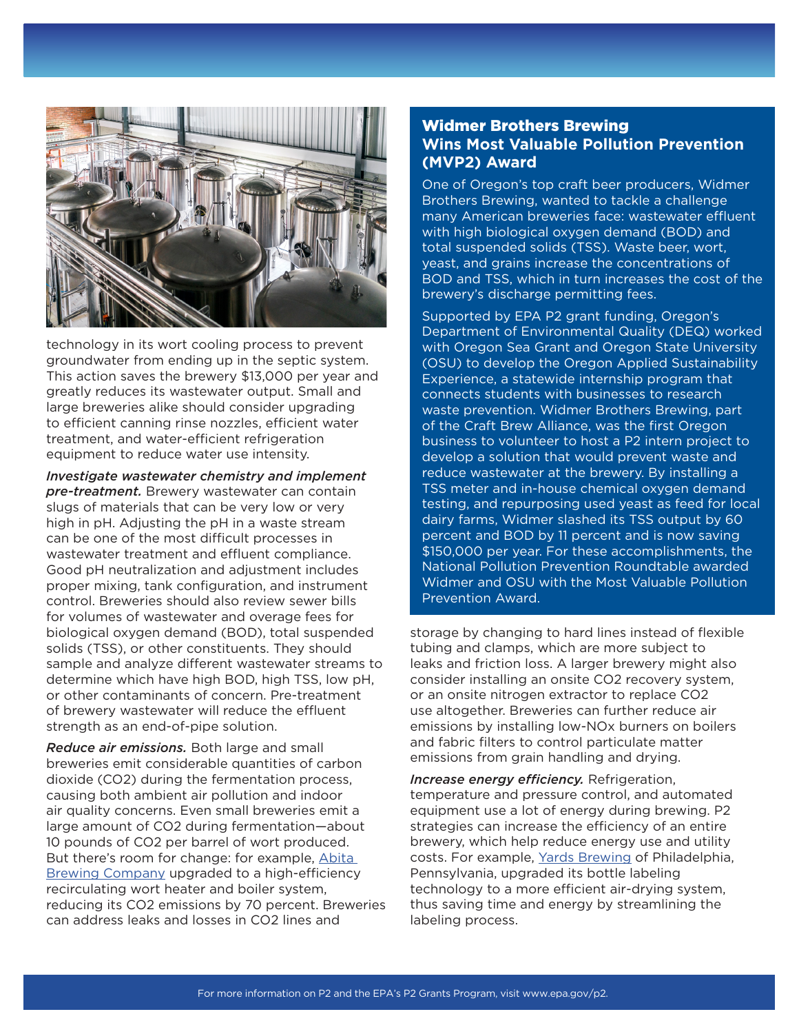technology in its wort cooling process to prevent groundwater from ending up in the septic system. This action saves the brewery $13,000 per year and greatly reduces its wastewater output. Small and large breweries alike should consider upgrading to efficient canning rinse nozzles, efficient water treatment, and water-efficient refrigeration equipment to reduce water use intensity.

***Investigate wastewater chemistry and implement pre-treatment.*** Brewery wastewater can contain slugs of materials that can be very low or very high in pH. Adjusting the pH in a waste stream can be one of the most difficult processes in wastewater treatment and effluent compliance. Good pH neutralization and adjustment includes proper mixing, tank configuration, and instrument control. Breweries should also review sewer bills for volumes of wastewater and overage fees for biological oxygen demand (BOD), total suspended solids (TSS), or other constituents. They should sample and analyze different wastewater streams to determine which have high BOD, high TSS, low pH, or other contaminants of concern. Pre-treatment of brewery wastewater will reduce the effluent strength as an end-of-pipe solution.

***Reduce air emissions.*** Both large and small breweries emit considerable quantities of carbon dioxide ($CO_2$) during the fermentation process, causing both ambient air pollution and indoor air quality concerns. Even small breweries emit a large amount of $CO_2$ during fermentation—about 10 pounds of $CO_2$ per barrel of wort produced. But there's room for change: for example, [Abita Brewing Company] upgraded to a high-efficiency recirculating wort heater and boiler system, reducing its $CO_2$ emissions by 70 percent. Breweries can address leaks and losses in $CO_2$ lines and storage by changing to hard lines instead of flexible tubing and clamps, which are more subject to leaks and friction loss. A larger brewery might also consider installing an onsite $CO_2$ recovery system, or an onsite nitrogen extractor to replace $CO_2$ use altogether. Breweries can further reduce air emissions by installing low-NOx burners on boilers and fabric filters to control particulate matter emissions from grain handling and drying.

***Increase energy efficiency.*** Refrigeration, temperature and pressure control, and automated equipment use a lot of energy during brewing. P2 strategies can increase the efficiency of an entire brewery, which help reduce energy use and utility costs. For example, [Yards Brewing] of Philadelphia, Pennsylvania, upgraded its bottle labeling technology to a more efficient air-drying system, thus saving time and energy by streamlining the labeling process.

## Widmer Brothers Brewing Wins Most Valuable Pollution Prevention (MVP2) Award

One of Oregon's top craft beer producers, Widmer Brothers Brewing, wanted to tackle a challenge many American breweries face: wastewater effluent with high biological oxygen demand (BOD) and total suspended solids (TSS). Waste beer, wort, yeast, and grains increase the concentrations of BOD and TSS, which in turn increases the cost of the brewery's discharge permitting fees.

Supported by EPA P2 grant funding, Oregon's Department of Environmental Quality (DEQ) worked with Oregon Sea Grant and Oregon State University (OSU) to develop the Oregon Applied Sustainability Experience, a statewide internship program that connects students with businesses to research waste prevention. Widmer Brothers Brewing, part of the Craft Brew Alliance, was the first Oregon business to volunteer to host a P2 intern project to develop a solution that would prevent waste and reduce wastewater at the brewery. By installing a TSS meter and in-house chemical oxygen demand testing, and repurposing used yeast as feed for local dairy farms, Widmer slashed its TSS output by 60 percent and BOD by 11 percent and is now saving $150,000 per year. For these accomplishments, the National Pollution Prevention Roundtable awarded Widmer and OSU with the Most Valuable Pollution Prevention Award.

For more information on P2 and the EPA's P2 Grants Program, visit www.epa.gov/p2.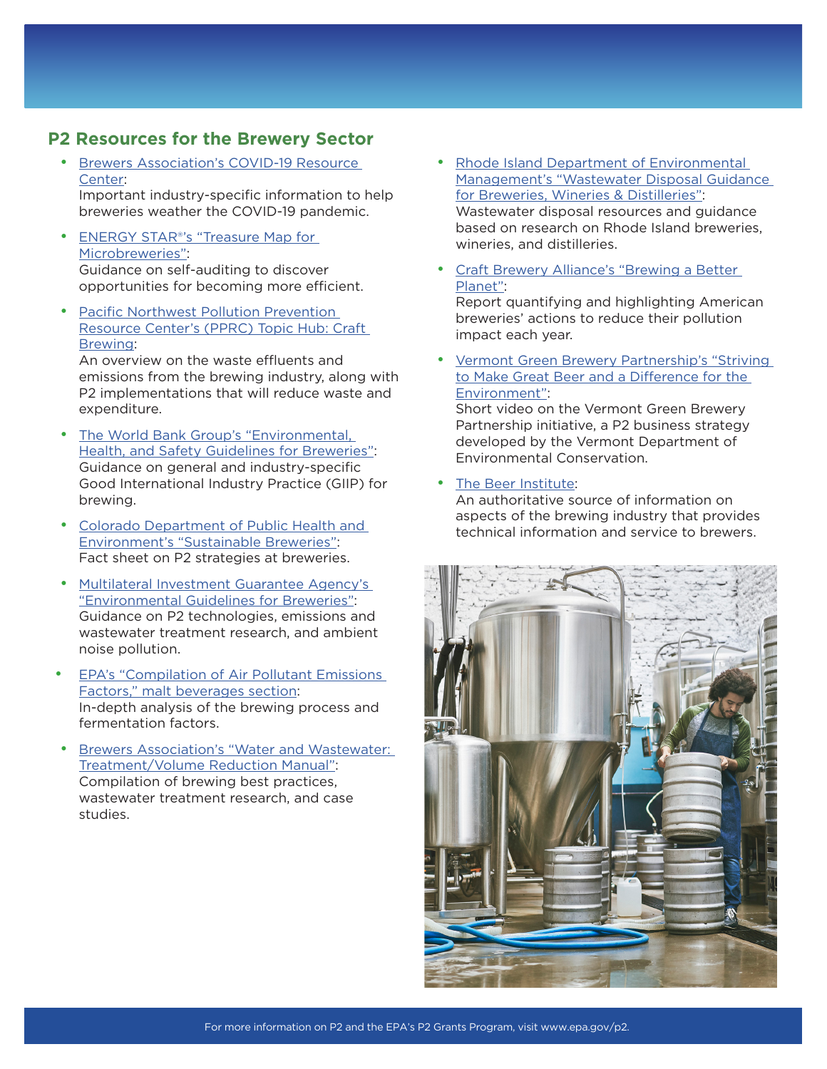## P2 Resources for the Brewery Sector

- Brewers Association's COVID-19 Resource Center:
  Important industry-specific information to help breweries weather the COVID-19 pandemic.
- ENERGY STAR®'s "Treasure Map for Microbreweries":
  Guidance on self-auditing to discover opportunities for becoming more efficient.
- Pacific Northwest Pollution Prevention Resource Center's (PPRC) Topic Hub: Craft Brewing:
  An overview on the waste effluents and emissions from the brewing industry, along with P2 implementations that will reduce waste and expenditure.
- The World Bank Group's "Environmental, Health, and Safety Guidelines for Breweries":
  Guidance on general and industry-specific Good International Industry Practice (GIIP) for brewing.
- Colorado Department of Public Health and Environment's "Sustainable Breweries":
  Fact sheet on P2 strategies at breweries.
- Multilateral Investment Guarantee Agency's "Environmental Guidelines for Breweries":
  Guidance on P2 technologies, emissions and wastewater treatment research, and ambient noise pollution.
- EPA's "Compilation of Air Pollutant Emissions Factors," malt beverages section:
  In-depth analysis of the brewing process and fermentation factors.
- Brewers Association's "Water and Wastewater: Treatment/Volume Reduction Manual":
  Compilation of brewing best practices, wastewater treatment research, and case studies.
- Rhode Island Department of Environmental Management's "Wastewater Disposal Guidance for Breweries, Wineries & Distilleries":
  Wastewater disposal resources and guidance based on research on Rhode Island breweries, wineries, and distilleries.
- Craft Brewery Alliance's "Brewing a Better Planet":
  Report quantifying and highlighting American breweries' actions to reduce their pollution impact each year.
- Vermont Green Brewery Partnership's "Striving to Make Great Beer and a Difference for the Environment":
  Short video on the Vermont Green Brewery Partnership initiative, a P2 business strategy developed by the Vermont Department of Environmental Conservation.
- The Beer Institute:
  An authoritative source of information on aspects of the brewing industry that provides technical information and service to brewers.

For more information on P2 and the EPA's P2 Grants Program, visit www.epa.gov/p2.